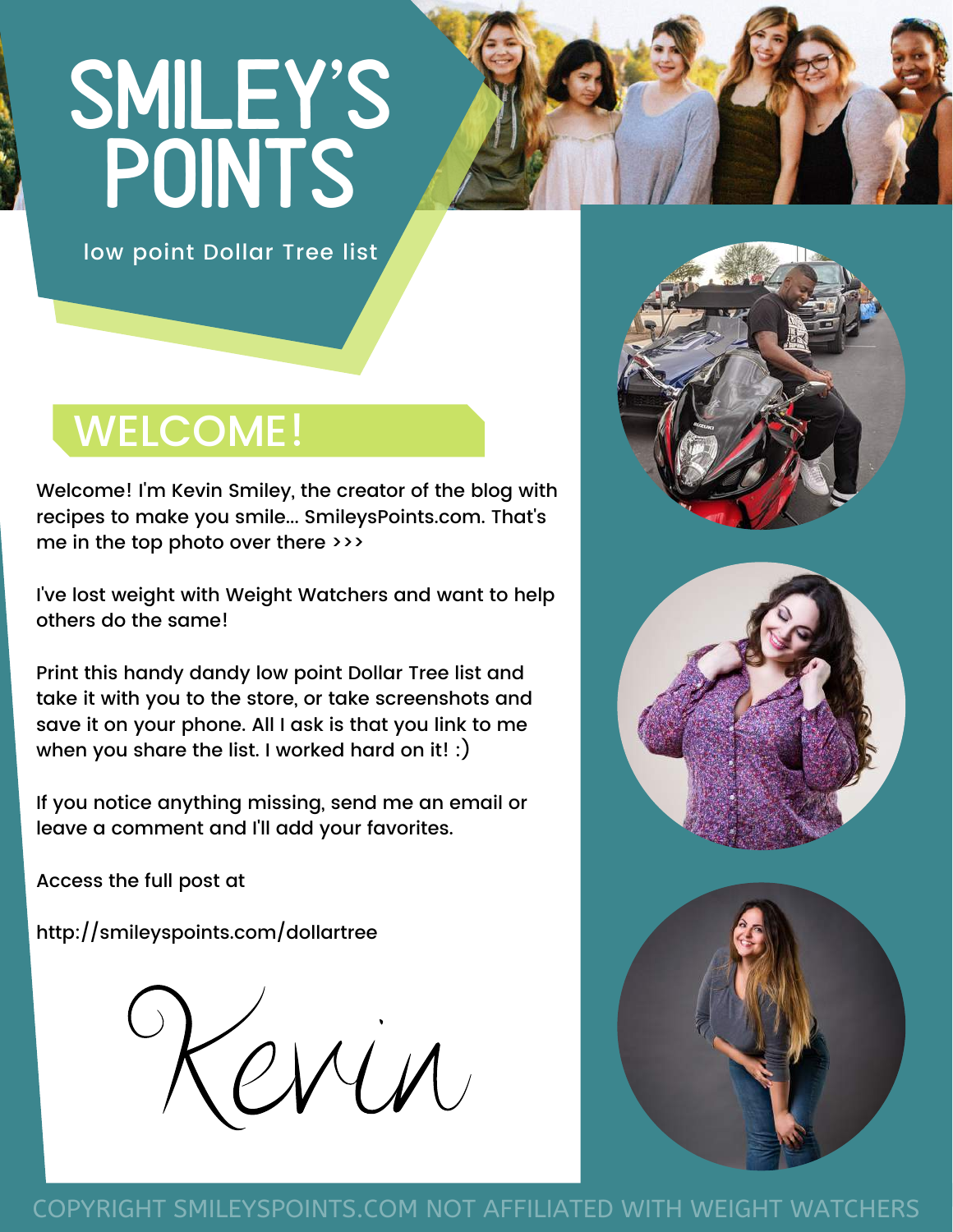# SMILEY'S POINTS

low point Dollar Tree list

## WELCOME!

Welcome! I'm Kevin Smiley, the creator of the blog with recipes to make you smile... SmileysPoints.com. That's me in the top photo over there >>>

I've lost weight with Weight Watchers and want to help others do the same!

Print this handy dandy low point Dollar Tree list and take it with you to the store, or take screenshots and save it on your phone. All I ask is that you link to me when you share the list. I worked hard on it! :)

If you notice anything missing, send me an email or leave a comment and I'll add your favorites.

Access the full post at

http://smileyspoints.com/dollartree

*Kevin*

COPYRIGHT SMILEYSPOINTS.COM NOT AFFILIATED WITH WEIGHT WATCHERS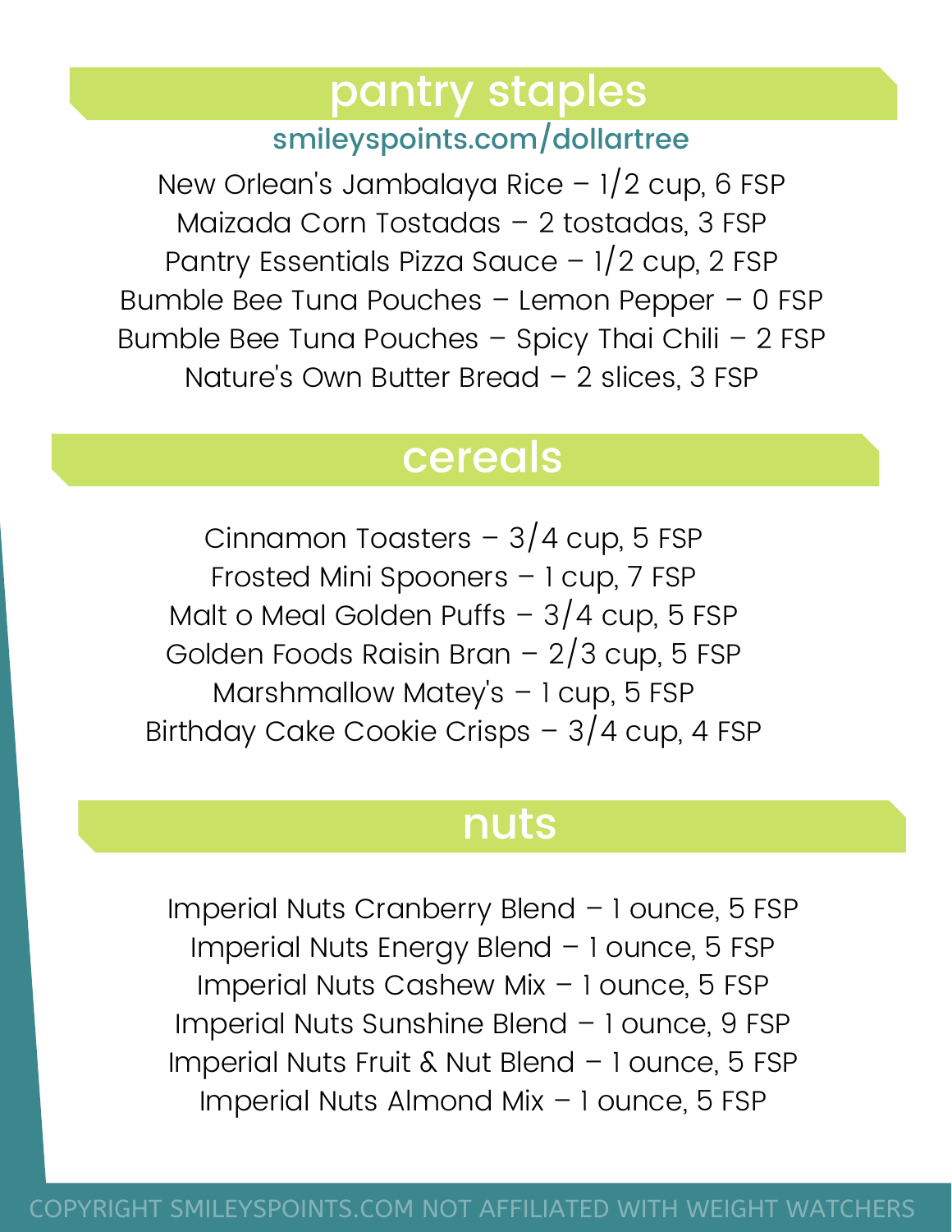## pantry staples

smileyspoints.com/dollartree

New Orlean's Jambalaya Rice – 1/2 cup, 6 FSP
Maizada Corn Tostadas – 2 tostadas, 3 FSP
Pantry Essentials Pizza Sauce – 1/2 cup, 2 FSP
Bumble Bee Tuna Pouches – Lemon Pepper – 0 FSP
Bumble Bee Tuna Pouches – Spicy Thai Chili – 2 FSP
Nature's Own Butter Bread – 2 slices, 3 FSP

## cereals

Cinnamon Toasters – 3/4 cup, 5 FSP
Frosted Mini Spooners – 1 cup, 7 FSP
Malt o Meal Golden Puffs – 3/4 cup, 5 FSP
Golden Foods Raisin Bran – 2/3 cup, 5 FSP
Marshmallow Matey's – 1 cup, 5 FSP
Birthday Cake Cookie Crisps – 3/4 cup, 4 FSP

## nuts

Imperial Nuts Cranberry Blend – 1 ounce, 5 FSP
Imperial Nuts Energy Blend – 1 ounce, 5 FSP
Imperial Nuts Cashew Mix – 1 ounce, 5 FSP
Imperial Nuts Sunshine Blend – 1 ounce, 9 FSP
Imperial Nuts Fruit & Nut Blend – 1 ounce, 5 FSP
Imperial Nuts Almond Mix – 1 ounce, 5 FSP

COPYRIGHT SMILEYSPOINTS.COM NOT AFFILIATED WITH WEIGHT WATCHERS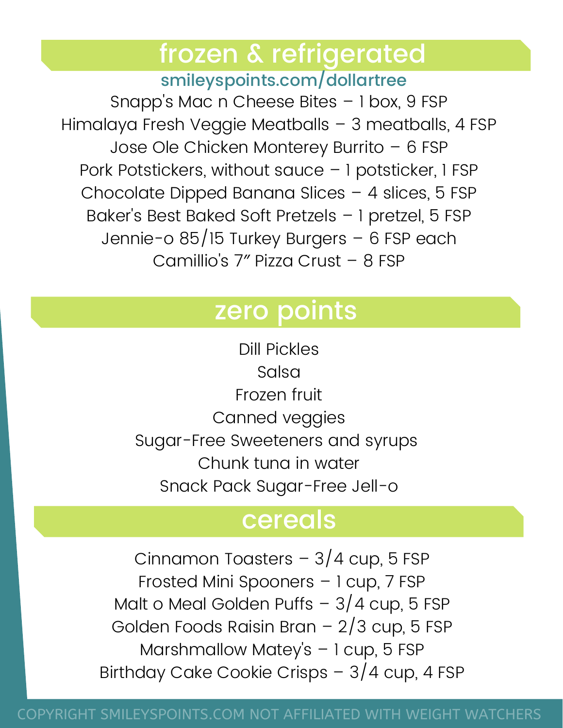## frozen & refrigerated

**smileyspoints.com/dollartree**

Snapp's Mac n Cheese Bites – 1 box, 9 FSP
Himalaya Fresh Veggie Meatballs – 3 meatballs, 4 FSP
Jose Ole Chicken Monterey Burrito – 6 FSP
Pork Potstickers, without sauce – 1 potsticker, 1 FSP
Chocolate Dipped Banana Slices – 4 slices, 5 FSP
Baker's Best Baked Soft Pretzels – 1 pretzel, 5 FSP
Jennie-o 85/15 Turkey Burgers – 6 FSP each
Camillio's 7" Pizza Crust – 8 FSP

## zero points

Dill Pickles
Salsa
Frozen fruit
Canned veggies
Sugar-Free Sweeteners and syrups
Chunk tuna in water
Snack Pack Sugar-Free Jell-o

## cereals

Cinnamon Toasters – 3/4 cup, 5 FSP
Frosted Mini Spooners – 1 cup, 7 FSP
Malt o Meal Golden Puffs – 3/4 cup, 5 FSP
Golden Foods Raisin Bran – 2/3 cup, 5 FSP
Marshmallow Matey's – 1 cup, 5 FSP
Birthday Cake Cookie Crisps – 3/4 cup, 4 FSP

COPYRIGHT SMILEYSPOINTS.COM NOT AFFILIATED WITH WEIGHT WATCHERS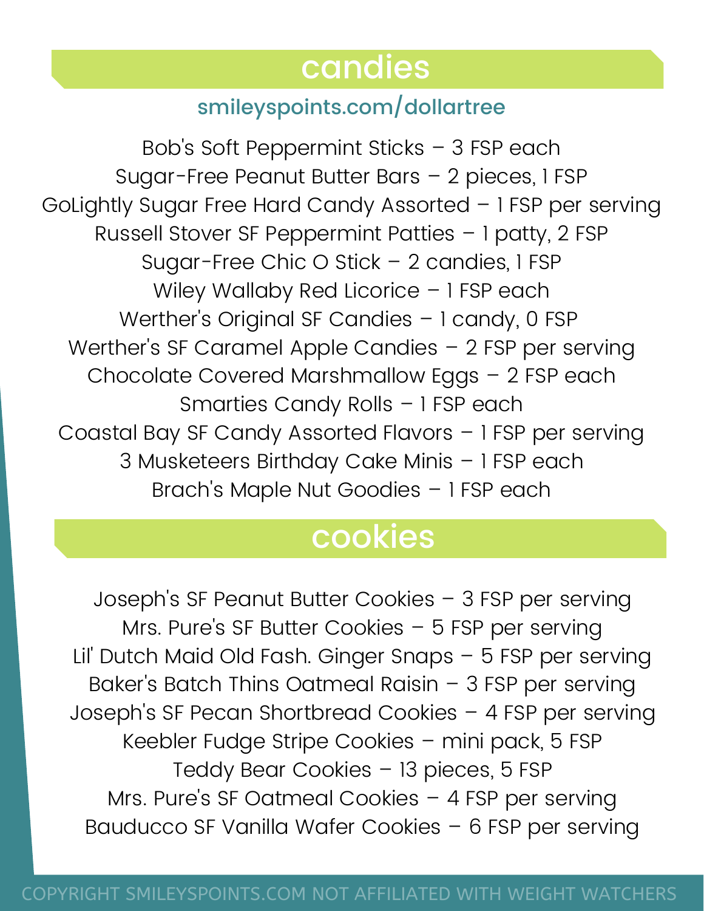## candies

smileyspoints.com/dollartree

Bob's Soft Peppermint Sticks – 3 FSP each
Sugar-Free Peanut Butter Bars – 2 pieces, 1 FSP
GoLightly Sugar Free Hard Candy Assorted – 1 FSP per serving
Russell Stover SF Peppermint Patties – 1 patty, 2 FSP
Sugar-Free Chic O Stick – 2 candies, 1 FSP
Wiley Wallaby Red Licorice – 1 FSP each
Werther's Original SF Candies – 1 candy, 0 FSP
Werther's SF Caramel Apple Candies – 2 FSP per serving
Chocolate Covered Marshmallow Eggs – 2 FSP each
Smarties Candy Rolls – 1 FSP each
Coastal Bay SF Candy Assorted Flavors – 1 FSP per serving
3 Musketeers Birthday Cake Minis – 1 FSP each
Brach's Maple Nut Goodies – 1 FSP each

## cookies

Joseph's SF Peanut Butter Cookies – 3 FSP per serving
Mrs. Pure's SF Butter Cookies – 5 FSP per serving
Lil' Dutch Maid Old Fash. Ginger Snaps – 5 FSP per serving
Baker's Batch Thins Oatmeal Raisin – 3 FSP per serving
Joseph's SF Pecan Shortbread Cookies – 4 FSP per serving
Keebler Fudge Stripe Cookies – mini pack, 5 FSP
Teddy Bear Cookies – 13 pieces, 5 FSP
Mrs. Pure's SF Oatmeal Cookies – 4 FSP per serving
Bauducco SF Vanilla Wafer Cookies – 6 FSP per serving

COPYRIGHT SMILEYSPOINTS.COM NOT AFFILIATED WITH WEIGHT WATCHERS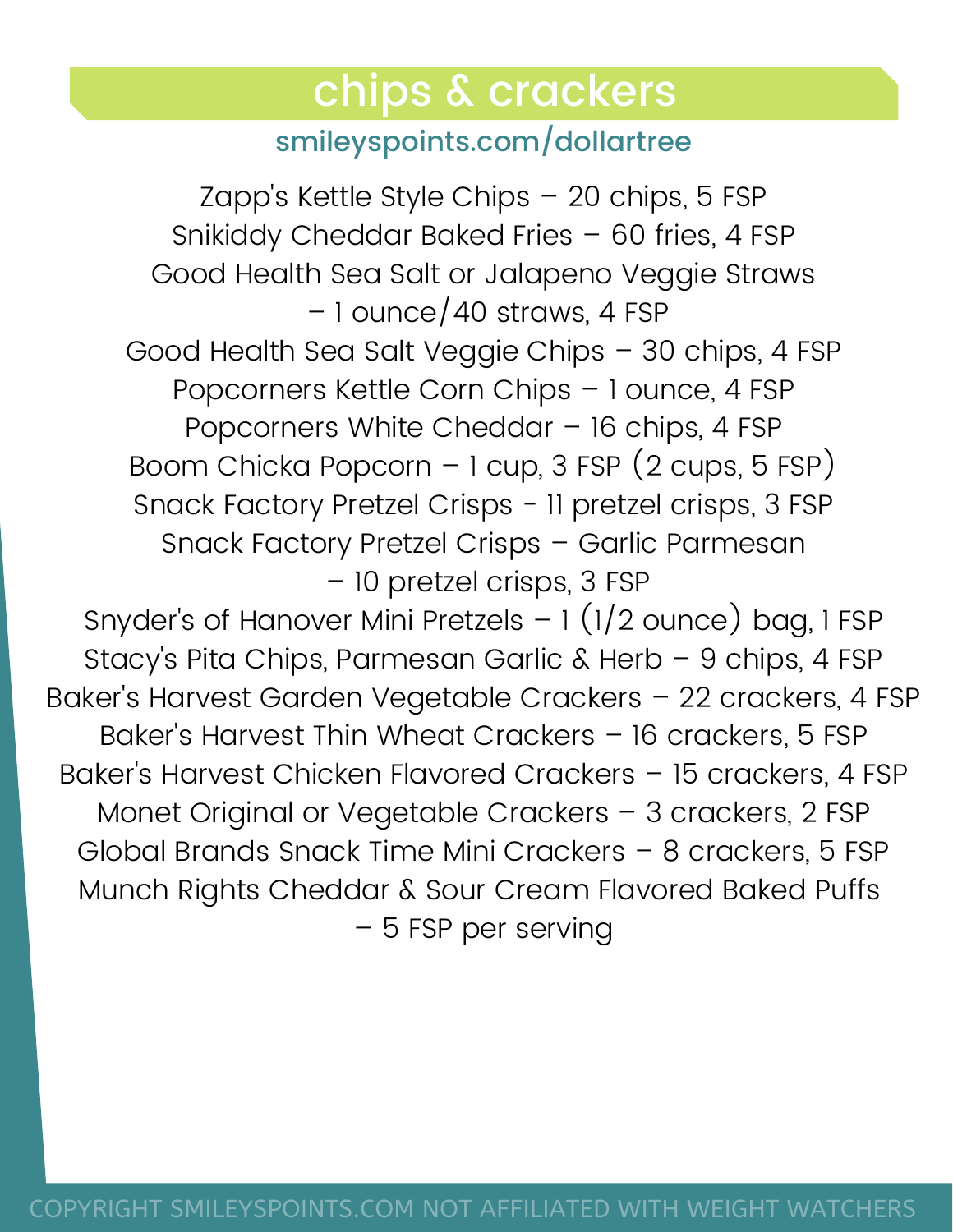# chips & crackers

smileyspoints.com/dollartree

Zapp's Kettle Style Chips – 20 chips, 5 FSP
Snikiddy Cheddar Baked Fries – 60 fries, 4 FSP
Good Health Sea Salt or Jalapeno Veggie Straws – 1 ounce/40 straws, 4 FSP
Good Health Sea Salt Veggie Chips – 30 chips, 4 FSP
Popcorners Kettle Corn Chips – 1 ounce, 4 FSP
Popcorners White Cheddar – 16 chips, 4 FSP
Boom Chicka Popcorn – 1 cup, 3 FSP (2 cups, 5 FSP)
Snack Factory Pretzel Crisps - 11 pretzel crisps, 3 FSP
Snack Factory Pretzel Crisps – Garlic Parmesan – 10 pretzel crisps, 3 FSP
Snyder's of Hanover Mini Pretzels – 1 (1/2 ounce) bag, 1 FSP
Stacy's Pita Chips, Parmesan Garlic & Herb – 9 chips, 4 FSP
Baker's Harvest Garden Vegetable Crackers – 22 crackers, 4 FSP
Baker's Harvest Thin Wheat Crackers – 16 crackers, 5 FSP
Baker's Harvest Chicken Flavored Crackers – 15 crackers, 4 FSP
Monet Original or Vegetable Crackers – 3 crackers, 2 FSP
Global Brands Snack Time Mini Crackers – 8 crackers, 5 FSP
Munch Rights Cheddar & Sour Cream Flavored Baked Puffs – 5 FSP per serving

COPYRIGHT SMILEYSPOINTS.COM NOT AFFILIATED WITH WEIGHT WATCHERS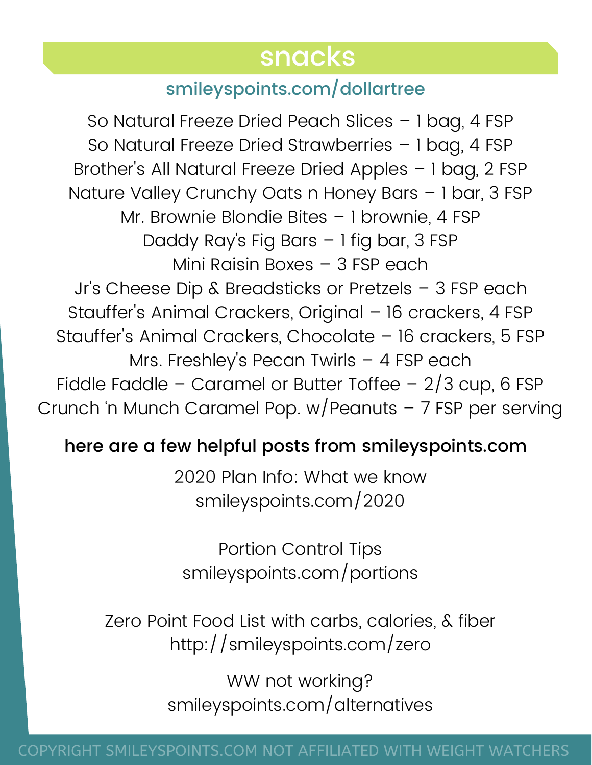## snacks

smileyspoints.com/dollartree

So Natural Freeze Dried Peach Slices – 1 bag, 4 FSP
So Natural Freeze Dried Strawberries – 1 bag, 4 FSP
Brother's All Natural Freeze Dried Apples – 1 bag, 2 FSP
Nature Valley Crunchy Oats n Honey Bars – 1 bar, 3 FSP
Mr. Brownie Blondie Bites – 1 brownie, 4 FSP
Daddy Ray's Fig Bars – 1 fig bar, 3 FSP
Mini Raisin Boxes – 3 FSP each
Jr's Cheese Dip & Breadsticks or Pretzels – 3 FSP each
Stauffer's Animal Crackers, Original – 16 crackers, 4 FSP
Stauffer's Animal Crackers, Chocolate – 16 crackers, 5 FSP
Mrs. Freshley's Pecan Twirls – 4 FSP each
Fiddle Faddle – Caramel or Butter Toffee – 2/3 cup, 6 FSP
Crunch 'n Munch Caramel Pop. w/Peanuts – 7 FSP per serving

**here are a few helpful posts from smileyspoints.com**

2020 Plan Info: What we know
smileyspoints.com/2020

Portion Control Tips
smileyspoints.com/portions

Zero Point Food List with carbs, calories, & fiber
http://smileyspoints.com/zero

WW not working?
smileyspoints.com/alternatives

COPYRIGHT SMILEYSPOINTS.COM NOT AFFILIATED WITH WEIGHT WATCHERS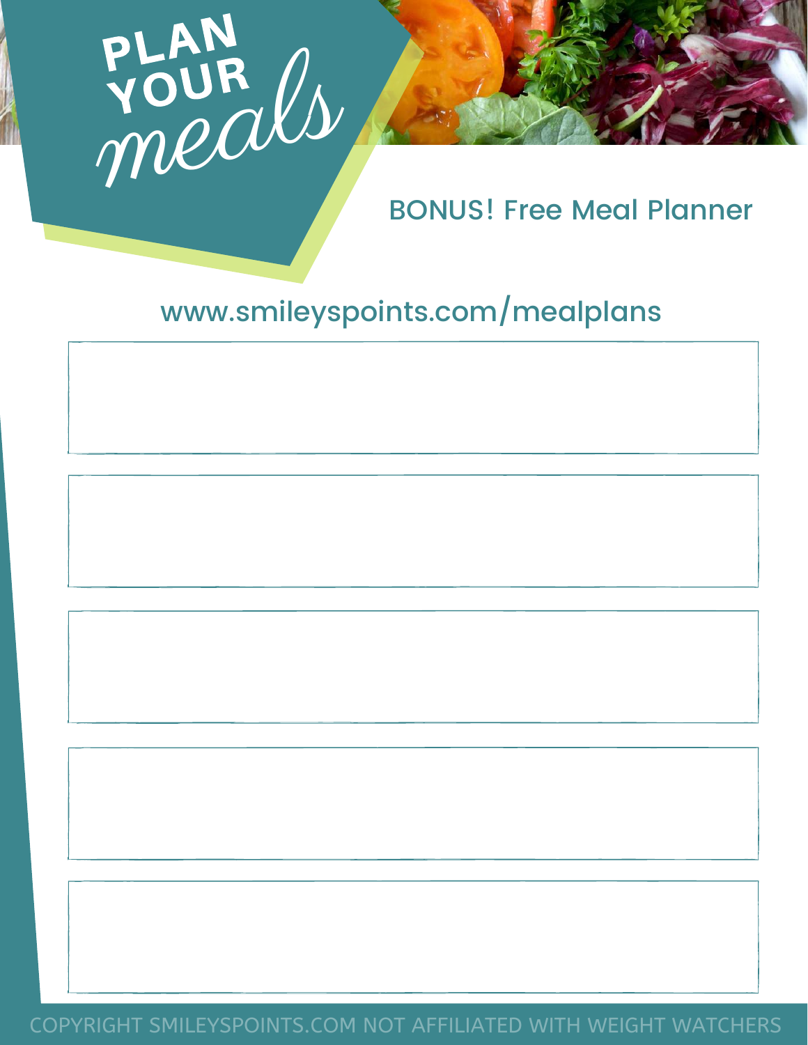# PLAN YOUR *meals*

BONUS! Free Meal Planner

www.smileyspoints.com/mealplans

COPYRIGHT SMILEYSPOINTS.COM NOT AFFILIATED WITH WEIGHT WATCHERS